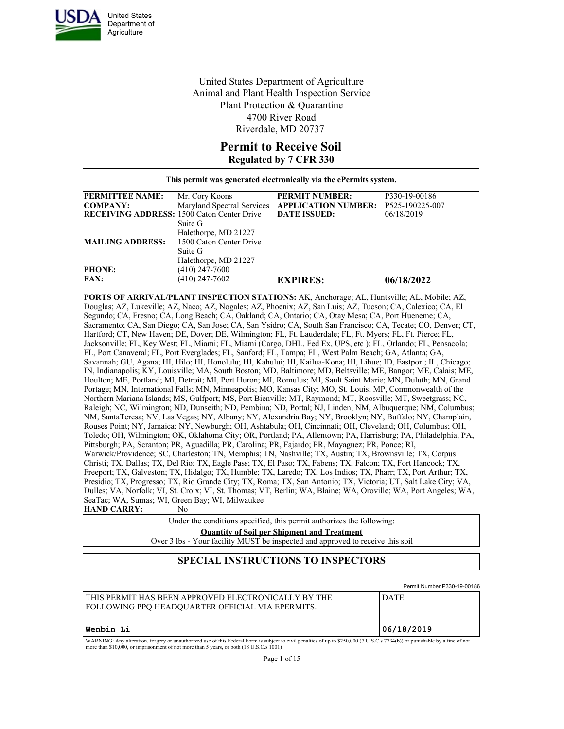United States Department of Agriculture

United States Department of Agriculture
Animal and Plant Health Inspection Service
Plant Protection & Quarantine
4700 River Road
Riverdale, MD 20737

# Permit to Receive Soil

## Regulated by 7 CFR 330

**This permit was generated electronically via the ePermits system.**

| | | | |
|---|---|---|---|
| **PERMITTEE NAME:** | Mr. Cory Koons | **PERMIT NUMBER:** | P330-19-00186 |
| **COMPANY:** | Maryland Spectral Services | **APPLICATION NUMBER:** | P525-190225-007 |
| **RECEIVING ADDRESS:** | 1500 Caton Center Drive Suite G Halethorpe, MD 21227 | **DATE ISSUED:** | 06/18/2019 |
| **MAILING ADDRESS:** | 1500 Caton Center Drive Suite G Halethorpe, MD 21227 | | |
| **PHONE:** | (410) 247-7600 | | |
| **FAX:** | (410) 247-7602 | **EXPIRES:** | **06/18/2022** |

**PORTS OF ARRIVAL/PLANT INSPECTION STATIONS:** AK, Anchorage; AL, Huntsville; AL, Mobile; AZ, Douglas; AZ, Lukeville; AZ, Naco; AZ, Nogales; AZ, Phoenix; AZ, San Luis; AZ, Tucson; CA, Calexico; CA, El Segundo; CA, Fresno; CA, Long Beach; CA, Oakland; CA, Ontario; CA, Otay Mesa; CA, Port Hueneme; CA, Sacramento; CA, San Diego; CA, San Jose; CA, San Ysidro; CA, South San Francisco; CA, Tecate; CO, Denver; CT, Hartford; CT, New Haven; DE, Dover; DE, Wilmington; FL, Ft. Lauderdale; FL, Ft. Myers; FL, Ft. Pierce; FL, Jacksonville; FL, Key West; FL, Miami; FL, Miami (Cargo, DHL, Fed Ex, UPS, etc ); FL, Orlando; FL, Pensacola; FL, Port Canaveral; FL, Port Everglades; FL, Sanford; FL, Tampa; FL, West Palm Beach; GA, Atlanta; GA, Savannah; GU, Agana; HI, Hilo; HI, Honolulu; HI, Kahului; HI, Kailua-Kona; HI, Lihue; ID, Eastport; IL, Chicago; IN, Indianapolis; KY, Louisville; MA, South Boston; MD, Baltimore; MD, Beltsville; ME, Bangor; ME, Calais; ME, Houlton; ME, Portland; MI, Detroit; MI, Port Huron; MI, Romulus; MI, Sault Saint Marie; MN, Duluth; MN, Grand Portage; MN, International Falls; MN, Minneapolis; MO, Kansas City; MO, St. Louis; MP, Commonwealth of the Northern Mariana Islands; MS, Gulfport; MS, Port Bienville; MT, Raymond; MT, Roosville; MT, Sweetgrass; NC, Raleigh; NC, Wilmington; ND, Dunseith; ND, Pembina; ND, Portal; NJ, Linden; NM, Albuquerque; NM, Columbus; NM, SantaTeresa; NV, Las Vegas; NY, Albany; NY, Alexandria Bay; NY, Brooklyn; NY, Buffalo; NY, Champlain, Rouses Point; NY, Jamaica; NY, Newburgh; OH, Ashtabula; OH, Cincinnati; OH, Cleveland; OH, Columbus; OH, Toledo; OH, Wilmington; OK, Oklahoma City; OR, Portland; PA, Allentown; PA, Harrisburg; PA, Philadelphia; PA, Pittsburgh; PA, Scranton; PR, Aguadilla; PR, Carolina; PR, Fajardo; PR, Mayaguez; PR, Ponce; RI, Warwick/Providence; SC, Charleston; TN, Memphis; TN, Nashville; TX, Austin; TX, Brownsville; TX, Corpus Christi; TX, Dallas; TX, Del Rio; TX, Eagle Pass; TX, El Paso; TX, Fabens; TX, Falcon; TX, Fort Hancock; TX, Freeport; TX, Galveston; TX, Hidalgo; TX, Humble; TX, Laredo; TX, Los Indios; TX, Pharr; TX, Port Arthur; TX, Presidio; TX, Progresso; TX, Rio Grande City; TX, Roma; TX, San Antonio; TX, Victoria; UT, Salt Lake City; VA, Dulles; VA, Norfolk; VI, St. Croix; VI, St. Thomas; VT, Berlin; WA, Blaine; WA, Oroville; WA, Port Angeles; WA, SeaTac; WA, Sumas; WI, Green Bay; WI, Milwaukee

**HAND CARRY:** No

Under the conditions specified, this permit authorizes the following:

**Quantity of Soil per Shipment and Treatment**

Over 3 lbs - Your facility MUST be inspected and approved to receive this soil

## SPECIAL INSTRUCTIONS TO INSPECTORS

Permit Number P330-19-00186

| THIS PERMIT HAS BEEN APPROVED ELECTRONICALLY BY THE FOLLOWING PPQ HEADQUARTER OFFICIAL VIA EPERMITS. | DATE |
|---|---|
| Wenbin Li | 06/18/2019 |

WARNING: Any alteration, forgery or unauthorized use of this Federal Form is subject to civil penalties of up to $250,000 (7 U.S.C.s 7734(b)) or punishable by a fine of not more than $10,000, or imprisonment of not more than 5 years, or both (18 U.S.C.s 1001)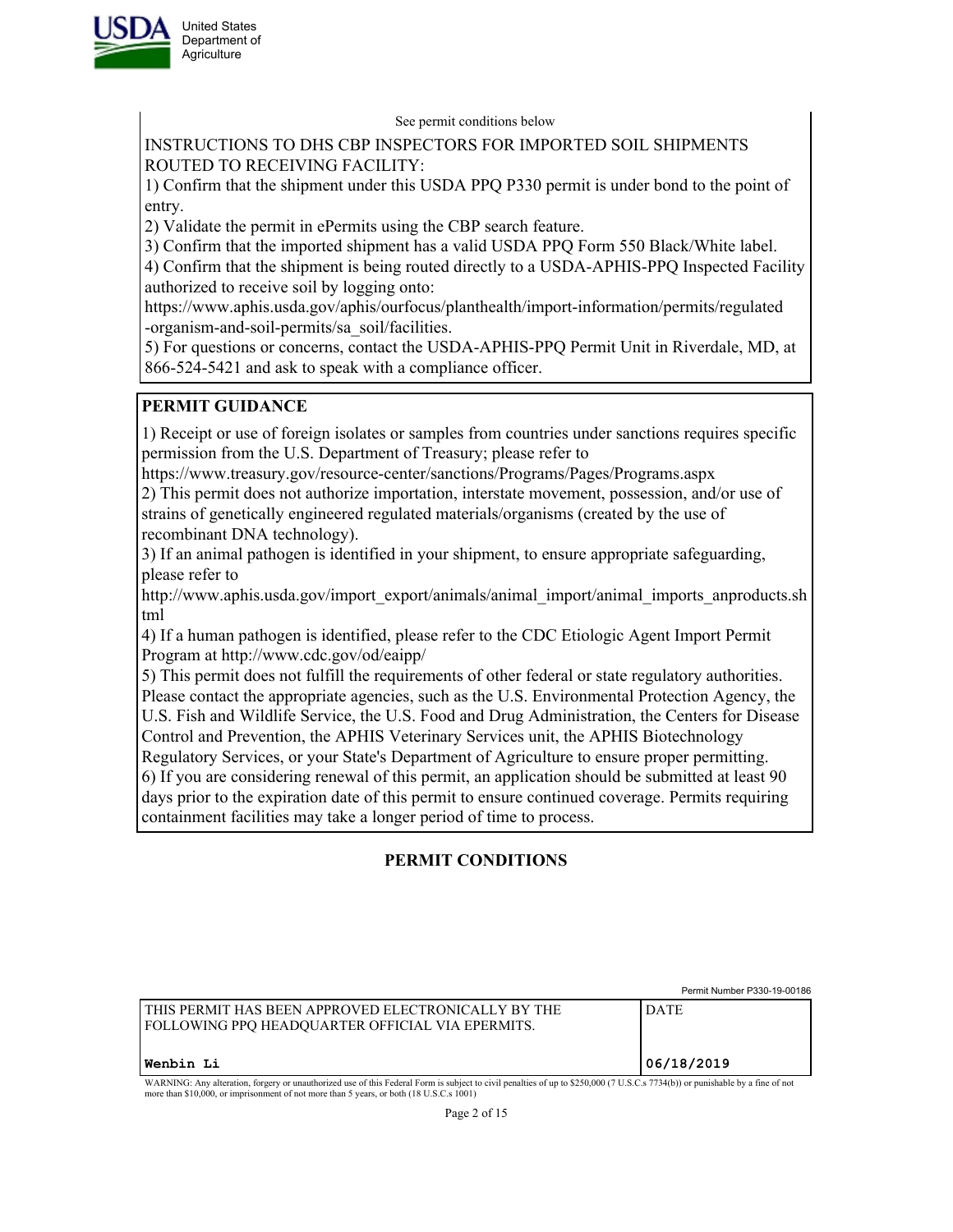See permit conditions below

INSTRUCTIONS TO DHS CBP INSPECTORS FOR IMPORTED SOIL SHIPMENTS ROUTED TO RECEIVING FACILITY:

1) Confirm that the shipment under this USDA PPQ P330 permit is under bond to the point of entry.
2) Validate the permit in ePermits using the CBP search feature.
3) Confirm that the imported shipment has a valid USDA PPQ Form 550 Black/White label.
4) Confirm that the shipment is being routed directly to a USDA-APHIS-PPQ Inspected Facility authorized to receive soil by logging onto: https://www.aphis.usda.gov/aphis/ourfocus/planthealth/import-information/permits/regulated-organism-and-soil-permits/sa_soil/facilities.
5) For questions or concerns, contact the USDA-APHIS-PPQ Permit Unit in Riverdale, MD, at 866-524-5421 and ask to speak with a compliance officer.

## PERMIT GUIDANCE

1) Receipt or use of foreign isolates or samples from countries under sanctions requires specific permission from the U.S. Department of Treasury; please refer to https://www.treasury.gov/resource-center/sanctions/Programs/Pages/Programs.aspx
2) This permit does not authorize importation, interstate movement, possession, and/or use of strains of genetically engineered regulated materials/organisms (created by the use of recombinant DNA technology).
3) If an animal pathogen is identified in your shipment, to ensure appropriate safeguarding, please refer to http://www.aphis.usda.gov/import_export/animals/animal_import/animal_imports_anproducts.shtml
4) If a human pathogen is identified, please refer to the CDC Etiologic Agent Import Permit Program at http://www.cdc.gov/od/eaipp/
5) This permit does not fulfill the requirements of other federal or state regulatory authorities. Please contact the appropriate agencies, such as the U.S. Environmental Protection Agency, the U.S. Fish and Wildlife Service, the U.S. Food and Drug Administration, the Centers for Disease Control and Prevention, the APHIS Veterinary Services unit, the APHIS Biotechnology Regulatory Services, or your State's Department of Agriculture to ensure proper permitting.
6) If you are considering renewal of this permit, an application should be submitted at least 90 days prior to the expiration date of this permit to ensure continued coverage. Permits requiring containment facilities may take a longer period of time to process.

## PERMIT CONDITIONS

Permit Number P330-19-00186

| THIS PERMIT HAS BEEN APPROVED ELECTRONICALLY BY THE FOLLOWING PPQ HEADQUARTER OFFICIAL VIA EPERMITS. | DATE |
|---|---|
| **Wenbin Li** | **06/18/2019** |

WARNING: Any alteration, forgery or unauthorized use of this Federal Form is subject to civil penalties of up to $250,000 (7 U.S.C.s 7734(b)) or punishable by a fine of not more than $10,000, or imprisonment of not more than 5 years, or both (18 U.S.C.s 1001)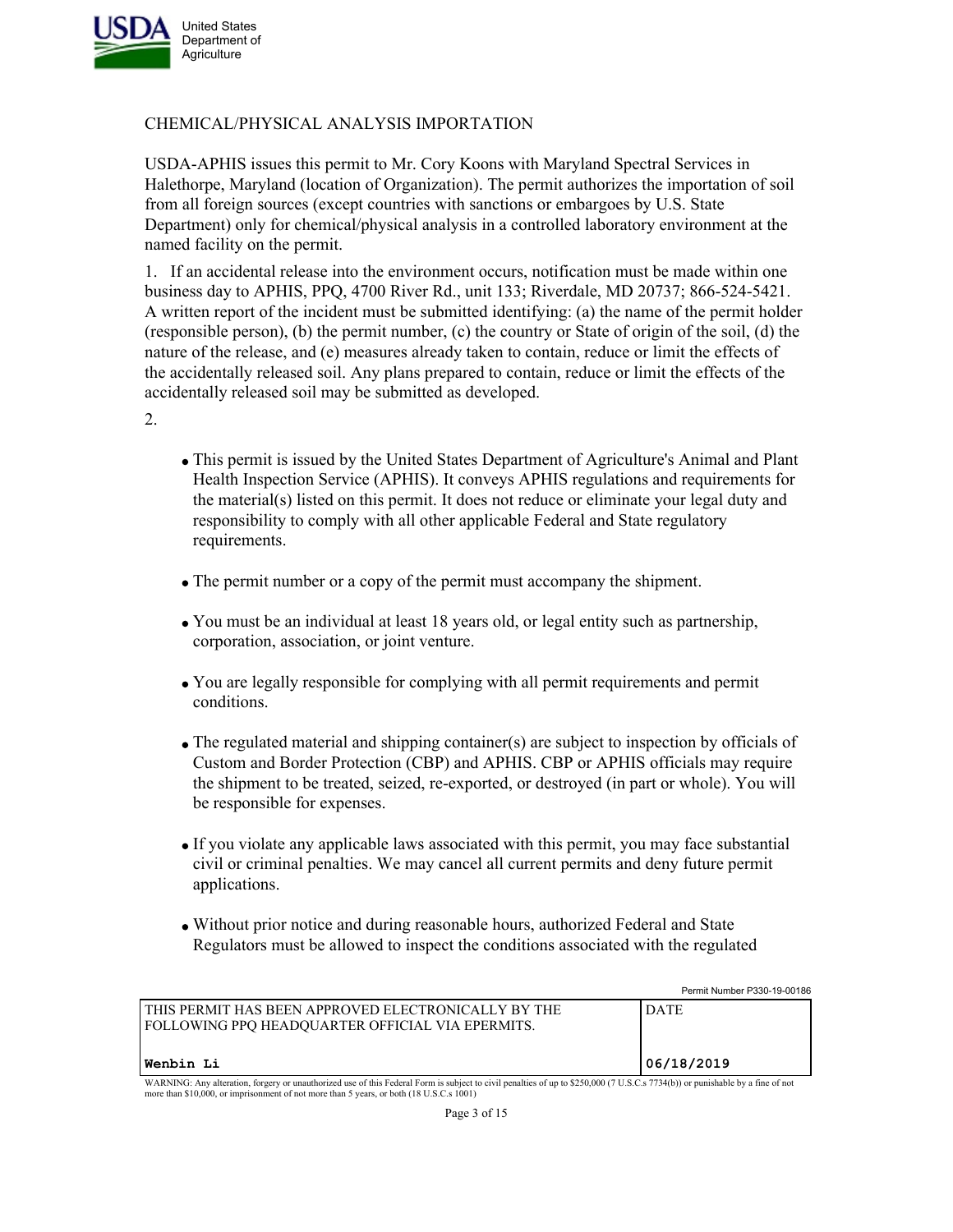CHEMICAL/PHYSICAL ANALYSIS IMPORTATION

USDA-APHIS issues this permit to Mr. Cory Koons with Maryland Spectral Services in Halethorpe, Maryland (location of Organization). The permit authorizes the importation of soil from all foreign sources (except countries with sanctions or embargoes by U.S. State Department) only for chemical/physical analysis in a controlled laboratory environment at the named facility on the permit.

1. If an accidental release into the environment occurs, notification must be made within one business day to APHIS, PPQ, 4700 River Rd., unit 133; Riverdale, MD 20737; 866-524-5421. A written report of the incident must be submitted identifying: (a) the name of the permit holder (responsible person), (b) the permit number, (c) the country or State of origin of the soil, (d) the nature of the release, and (e) measures already taken to contain, reduce or limit the effects of the accidentally released soil. Any plans prepared to contain, reduce or limit the effects of the accidentally released soil may be submitted as developed.

2.

- This permit is issued by the United States Department of Agriculture's Animal and Plant Health Inspection Service (APHIS). It conveys APHIS regulations and requirements for the material(s) listed on this permit. It does not reduce or eliminate your legal duty and responsibility to comply with all other applicable Federal and State regulatory requirements.
- The permit number or a copy of the permit must accompany the shipment.
- You must be an individual at least 18 years old, or legal entity such as partnership, corporation, association, or joint venture.
- You are legally responsible for complying with all permit requirements and permit conditions.
- The regulated material and shipping container(s) are subject to inspection by officials of Custom and Border Protection (CBP) and APHIS. CBP or APHIS officials may require the shipment to be treated, seized, re-exported, or destroyed (in part or whole). You will be responsible for expenses.
- If you violate any applicable laws associated with this permit, you may face substantial civil or criminal penalties. We may cancel all current permits and deny future permit applications.
- Without prior notice and during reasonable hours, authorized Federal and State Regulators must be allowed to inspect the conditions associated with the regulated

Permit Number P330-19-00186

| THIS PERMIT HAS BEEN APPROVED ELECTRONICALLY BY THE FOLLOWING PPQ HEADQUARTER OFFICIAL VIA EPERMITS. | DATE |
|---|---|
| Wenbin Li | 06/18/2019 |

WARNING: Any alteration, forgery or unauthorized use of this Federal Form is subject to civil penalties of up to $250,000 (7 U.S.C.s 7734(b)) or punishable by a fine of not more than $10,000, or imprisonment of not more than 5 years, or both (18 U.S.C.s 1001)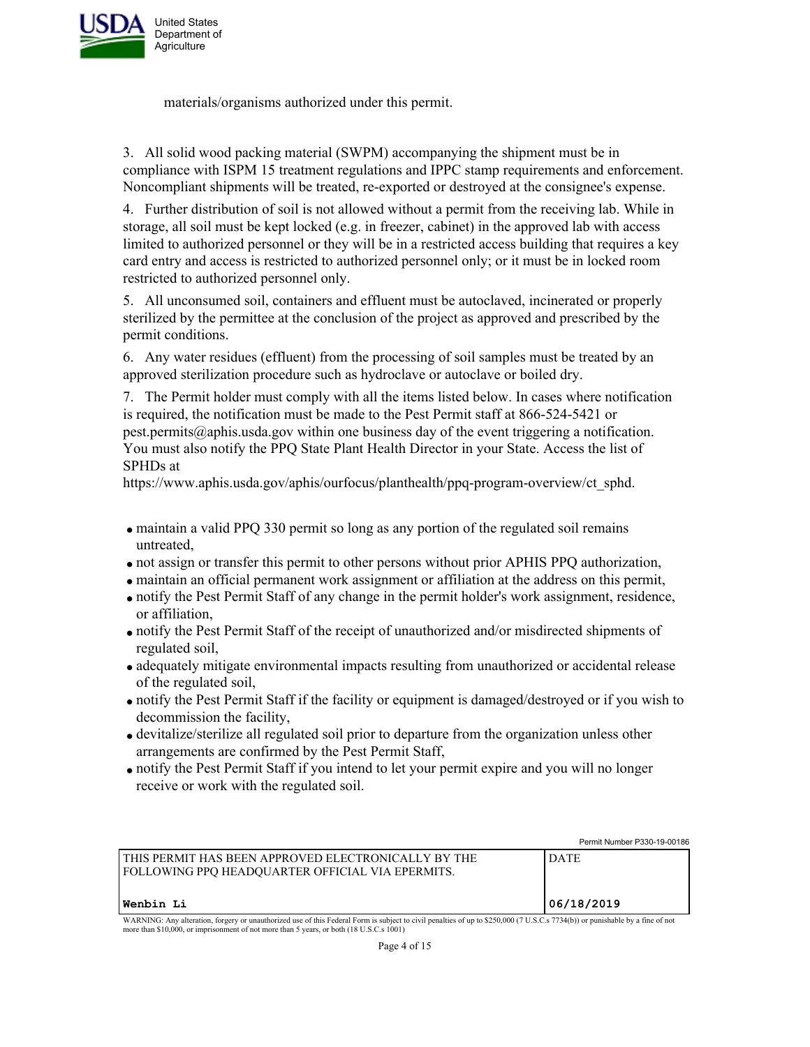materials/organisms authorized under this permit.

3. All solid wood packing material (SWPM) accompanying the shipment must be in compliance with ISPM 15 treatment regulations and IPPC stamp requirements and enforcement. Noncompliant shipments will be treated, re-exported or destroyed at the consignee's expense.

4. Further distribution of soil is not allowed without a permit from the receiving lab. While in storage, all soil must be kept locked (e.g. in freezer, cabinet) in the approved lab with access limited to authorized personnel or they will be in a restricted access building that requires a key card entry and access is restricted to authorized personnel only; or it must be in locked room restricted to authorized personnel only.

5. All unconsumed soil, containers and effluent must be autoclaved, incinerated or properly sterilized by the permittee at the conclusion of the project as approved and prescribed by the permit conditions.

6. Any water residues (effluent) from the processing of soil samples must be treated by an approved sterilization procedure such as hydroclave or autoclave or boiled dry.

7. The Permit holder must comply with all the items listed below. In cases where notification is required, the notification must be made to the Pest Permit staff at 866-524-5421 or pest.permits@aphis.usda.gov within one business day of the event triggering a notification. You must also notify the PPQ State Plant Health Director in your State. Access the list of SPHDs at https://www.aphis.usda.gov/aphis/ourfocus/planthealth/ppq-program-overview/ct_sphd.

- maintain a valid PPQ 330 permit so long as any portion of the regulated soil remains untreated,
- not assign or transfer this permit to other persons without prior APHIS PPQ authorization,
- maintain an official permanent work assignment or affiliation at the address on this permit,
- notify the Pest Permit Staff of any change in the permit holder's work assignment, residence, or affiliation,
- notify the Pest Permit Staff of the receipt of unauthorized and/or misdirected shipments of regulated soil,
- adequately mitigate environmental impacts resulting from unauthorized or accidental release of the regulated soil,
- notify the Pest Permit Staff if the facility or equipment is damaged/destroyed or if you wish to decommission the facility,
- devitalize/sterilize all regulated soil prior to departure from the organization unless other arrangements are confirmed by the Pest Permit Staff,
- notify the Pest Permit Staff if you intend to let your permit expire and you will no longer receive or work with the regulated soil.

Permit Number P330-19-00186

| THIS PERMIT HAS BEEN APPROVED ELECTRONICALLY BY THE FOLLOWING PPQ HEADQUARTER OFFICIAL VIA EPERMITS. | DATE |
|---|---|
| **Wenbin Li** | **06/18/2019** |

WARNING: Any alteration, forgery or unauthorized use of this Federal Form is subject to civil penalties of up to $250,000 (7 U.S.C.s 7734(b)) or punishable by a fine of not more than $10,000, or imprisonment of not more than 5 years, or both (18 U.S.C.s 1001)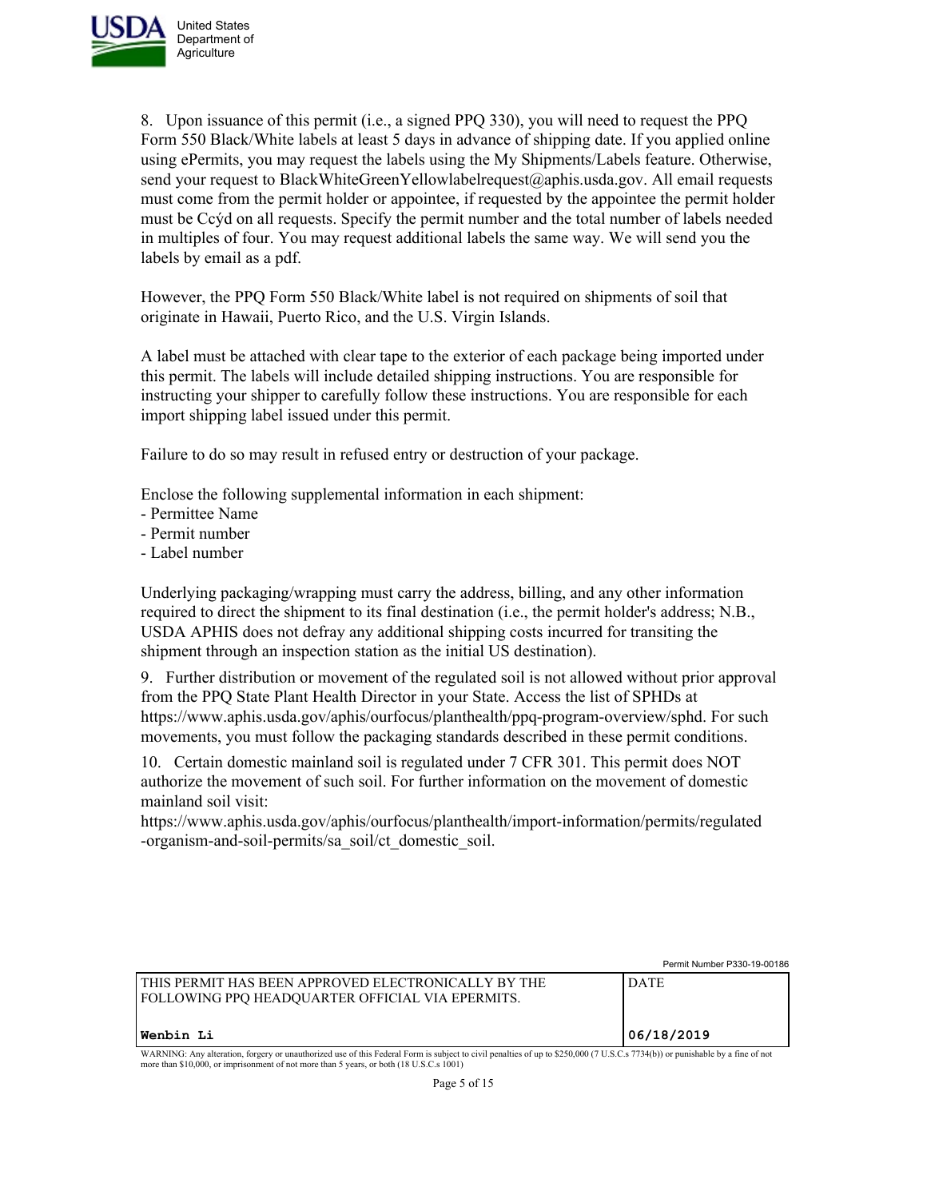8. Upon issuance of this permit (i.e., a signed PPQ 330), you will need to request the PPQ Form 550 Black/White labels at least 5 days in advance of shipping date. If you applied online using ePermits, you may request the labels using the My Shipments/Labels feature. Otherwise, send your request to BlackWhiteGreenYellowlabelrequest@aphis.usda.gov. All email requests must come from the permit holder or appointee, if requested by the appointee the permit holder must be Ccýd on all requests. Specify the permit number and the total number of labels needed in multiples of four. You may request additional labels the same way. We will send you the labels by email as a pdf.

However, the PPQ Form 550 Black/White label is not required on shipments of soil that originate in Hawaii, Puerto Rico, and the U.S. Virgin Islands.

A label must be attached with clear tape to the exterior of each package being imported under this permit. The labels will include detailed shipping instructions. You are responsible for instructing your shipper to carefully follow these instructions. You are responsible for each import shipping label issued under this permit.

Failure to do so may result in refused entry or destruction of your package.

Enclose the following supplemental information in each shipment:
- Permittee Name
- Permit number
- Label number

Underlying packaging/wrapping must carry the address, billing, and any other information required to direct the shipment to its final destination (i.e., the permit holder's address; N.B., USDA APHIS does not defray any additional shipping costs incurred for transiting the shipment through an inspection station as the initial US destination).

9. Further distribution or movement of the regulated soil is not allowed without prior approval from the PPQ State Plant Health Director in your State. Access the list of SPHDs at https://www.aphis.usda.gov/aphis/ourfocus/planthealth/ppq-program-overview/sphd. For such movements, you must follow the packaging standards described in these permit conditions.

10. Certain domestic mainland soil is regulated under 7 CFR 301. This permit does NOT authorize the movement of such soil. For further information on the movement of domestic mainland soil visit:
https://www.aphis.usda.gov/aphis/ourfocus/planthealth/import-information/permits/regulated-organism-and-soil-permits/sa_soil/ct_domestic_soil.

Permit Number P330-19-00186

| THIS PERMIT HAS BEEN APPROVED ELECTRONICALLY BY THE FOLLOWING PPQ HEADQUARTER OFFICIAL VIA EPERMITS. | DATE |
| --- | --- |
| **Wenbin Li** | **06/18/2019** |

WARNING: Any alteration, forgery or unauthorized use of this Federal Form is subject to civil penalties of up to $250,000 (7 U.S.C.s 7734(b)) or punishable by a fine of not more than $10,000, or imprisonment of not more than 5 years, or both (18 U.S.C.s 1001)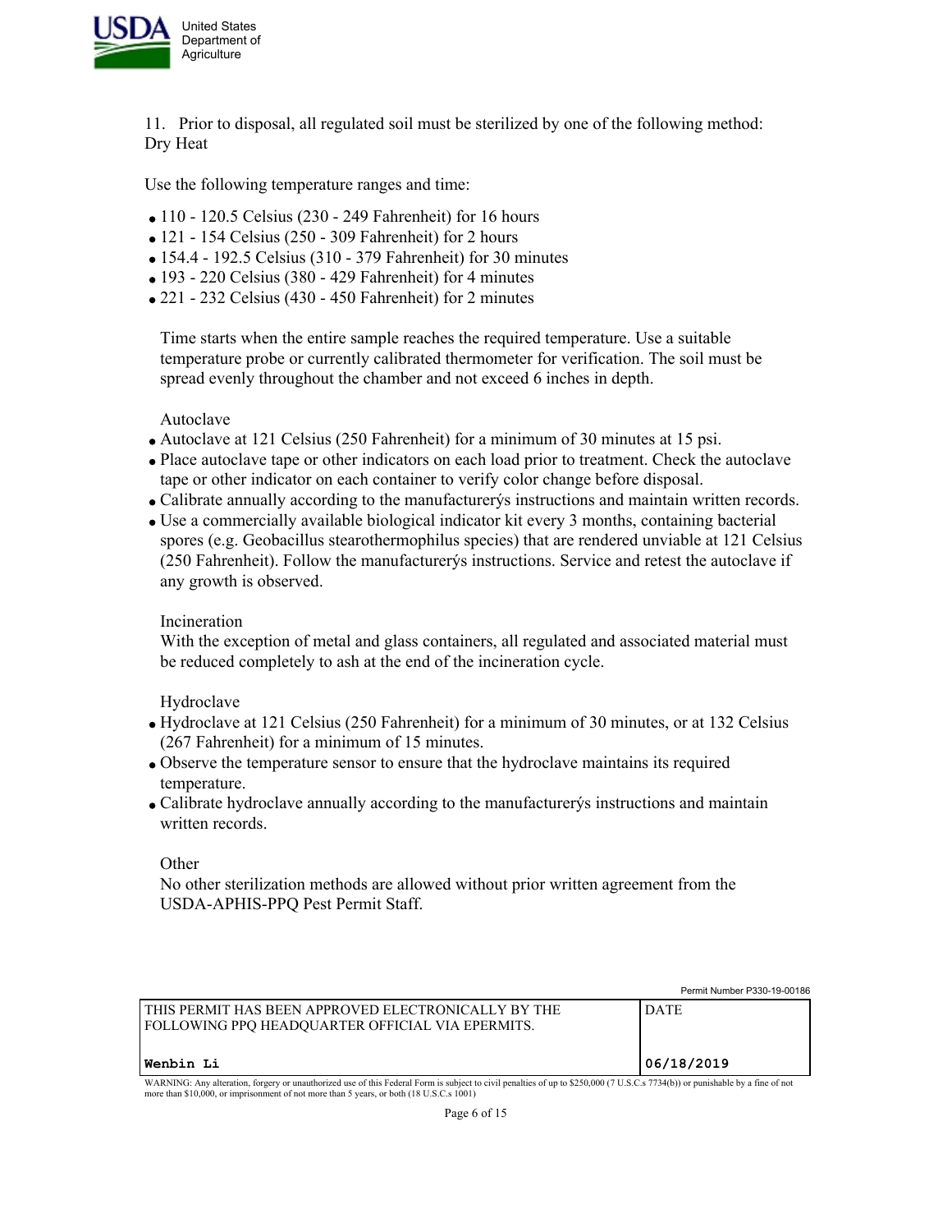11. Prior to disposal, all regulated soil must be sterilized by one of the following method:
Dry Heat

Use the following temperature ranges and time:

- 110 - 120.5 Celsius (230 - 249 Fahrenheit) for 16 hours
- 121 - 154 Celsius (250 - 309 Fahrenheit) for 2 hours
- 154.4 - 192.5 Celsius (310 - 379 Fahrenheit) for 30 minutes
- 193 - 220 Celsius (380 - 429 Fahrenheit) for 4 minutes
- 221 - 232 Celsius (430 - 450 Fahrenheit) for 2 minutes

Time starts when the entire sample reaches the required temperature. Use a suitable temperature probe or currently calibrated thermometer for verification. The soil must be spread evenly throughout the chamber and not exceed 6 inches in depth.

Autoclave

- Autoclave at 121 Celsius (250 Fahrenheit) for a minimum of 30 minutes at 15 psi.
- Place autoclave tape or other indicators on each load prior to treatment. Check the autoclave tape or other indicator on each container to verify color change before disposal.
- Calibrate annually according to the manufacturerýs instructions and maintain written records.
- Use a commercially available biological indicator kit every 3 months, containing bacterial spores (e.g. Geobacillus stearothermophilus species) that are rendered unviable at 121 Celsius (250 Fahrenheit). Follow the manufacturerýs instructions. Service and retest the autoclave if any growth is observed.

Incineration

With the exception of metal and glass containers, all regulated and associated material must be reduced completely to ash at the end of the incineration cycle.

Hydroclave

- Hydroclave at 121 Celsius (250 Fahrenheit) for a minimum of 30 minutes, or at 132 Celsius (267 Fahrenheit) for a minimum of 15 minutes.
- Observe the temperature sensor to ensure that the hydroclave maintains its required temperature.
- Calibrate hydroclave annually according to the manufacturerýs instructions and maintain written records.

Other

No other sterilization methods are allowed without prior written agreement from the USDA-APHIS-PPQ Pest Permit Staff.

Permit Number P330-19-00186

| THIS PERMIT HAS BEEN APPROVED ELECTRONICALLY BY THE FOLLOWING PPQ HEADQUARTER OFFICIAL VIA EPERMITS. | DATE |
|---|---|
| Wenbin Li | 06/18/2019 |

WARNING: Any alteration, forgery or unauthorized use of this Federal Form is subject to civil penalties of up to $250,000 (7 U.S.C.s 7734(b)) or punishable by a fine of not more than $10,000, or imprisonment of not more than 5 years, or both (18 U.S.C.s 1001)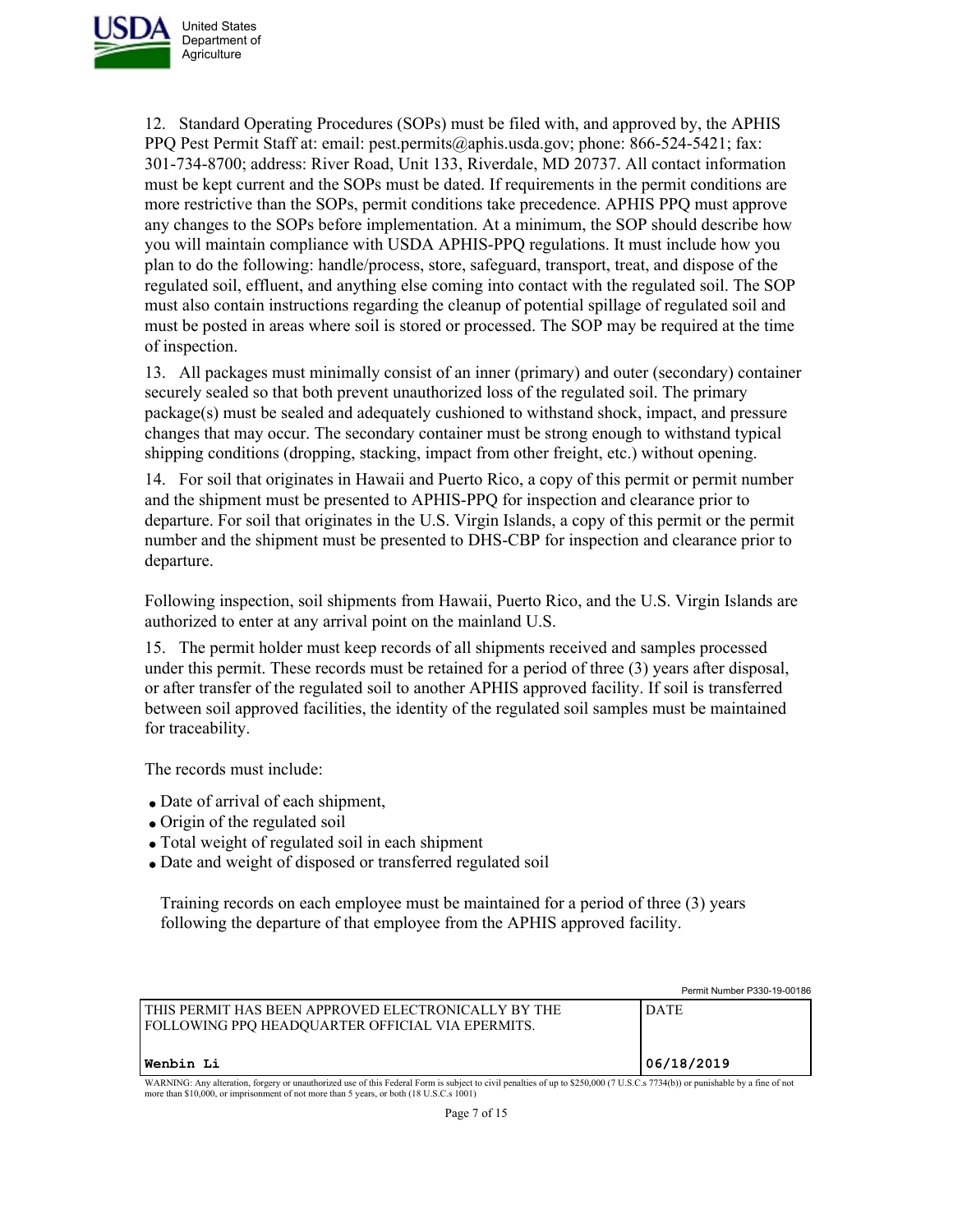12. Standard Operating Procedures (SOPs) must be filed with, and approved by, the APHIS PPQ Pest Permit Staff at: email: pest.permits@aphis.usda.gov; phone: 866-524-5421; fax: 301-734-8700; address: River Road, Unit 133, Riverdale, MD 20737. All contact information must be kept current and the SOPs must be dated. If requirements in the permit conditions are more restrictive than the SOPs, permit conditions take precedence. APHIS PPQ must approve any changes to the SOPs before implementation. At a minimum, the SOP should describe how you will maintain compliance with USDA APHIS-PPQ regulations. It must include how you plan to do the following: handle/process, store, safeguard, transport, treat, and dispose of the regulated soil, effluent, and anything else coming into contact with the regulated soil. The SOP must also contain instructions regarding the cleanup of potential spillage of regulated soil and must be posted in areas where soil is stored or processed. The SOP may be required at the time of inspection.

13. All packages must minimally consist of an inner (primary) and outer (secondary) container securely sealed so that both prevent unauthorized loss of the regulated soil. The primary package(s) must be sealed and adequately cushioned to withstand shock, impact, and pressure changes that may occur. The secondary container must be strong enough to withstand typical shipping conditions (dropping, stacking, impact from other freight, etc.) without opening.

14. For soil that originates in Hawaii and Puerto Rico, a copy of this permit or permit number and the shipment must be presented to APHIS-PPQ for inspection and clearance prior to departure. For soil that originates in the U.S. Virgin Islands, a copy of this permit or the permit number and the shipment must be presented to DHS-CBP for inspection and clearance prior to departure.

Following inspection, soil shipments from Hawaii, Puerto Rico, and the U.S. Virgin Islands are authorized to enter at any arrival point on the mainland U.S.

15. The permit holder must keep records of all shipments received and samples processed under this permit. These records must be retained for a period of three (3) years after disposal, or after transfer of the regulated soil to another APHIS approved facility. If soil is transferred between soil approved facilities, the identity of the regulated soil samples must be maintained for traceability.

The records must include:

- Date of arrival of each shipment,
- Origin of the regulated soil
- Total weight of regulated soil in each shipment
- Date and weight of disposed or transferred regulated soil

Training records on each employee must be maintained for a period of three (3) years following the departure of that employee from the APHIS approved facility.

Permit Number P330-19-00186

| THIS PERMIT HAS BEEN APPROVED ELECTRONICALLY BY THE FOLLOWING PPQ HEADQUARTER OFFICIAL VIA EPERMITS. | DATE |
|---|---|
| **Wenbin Li** | **06/18/2019** |

WARNING: Any alteration, forgery or unauthorized use of this Federal Form is subject to civil penalties of up to $250,000 (7 U.S.C.s 7734(b)) or punishable by a fine of not more than $10,000, or imprisonment of not more than 5 years, or both (18 U.S.C.s 1001)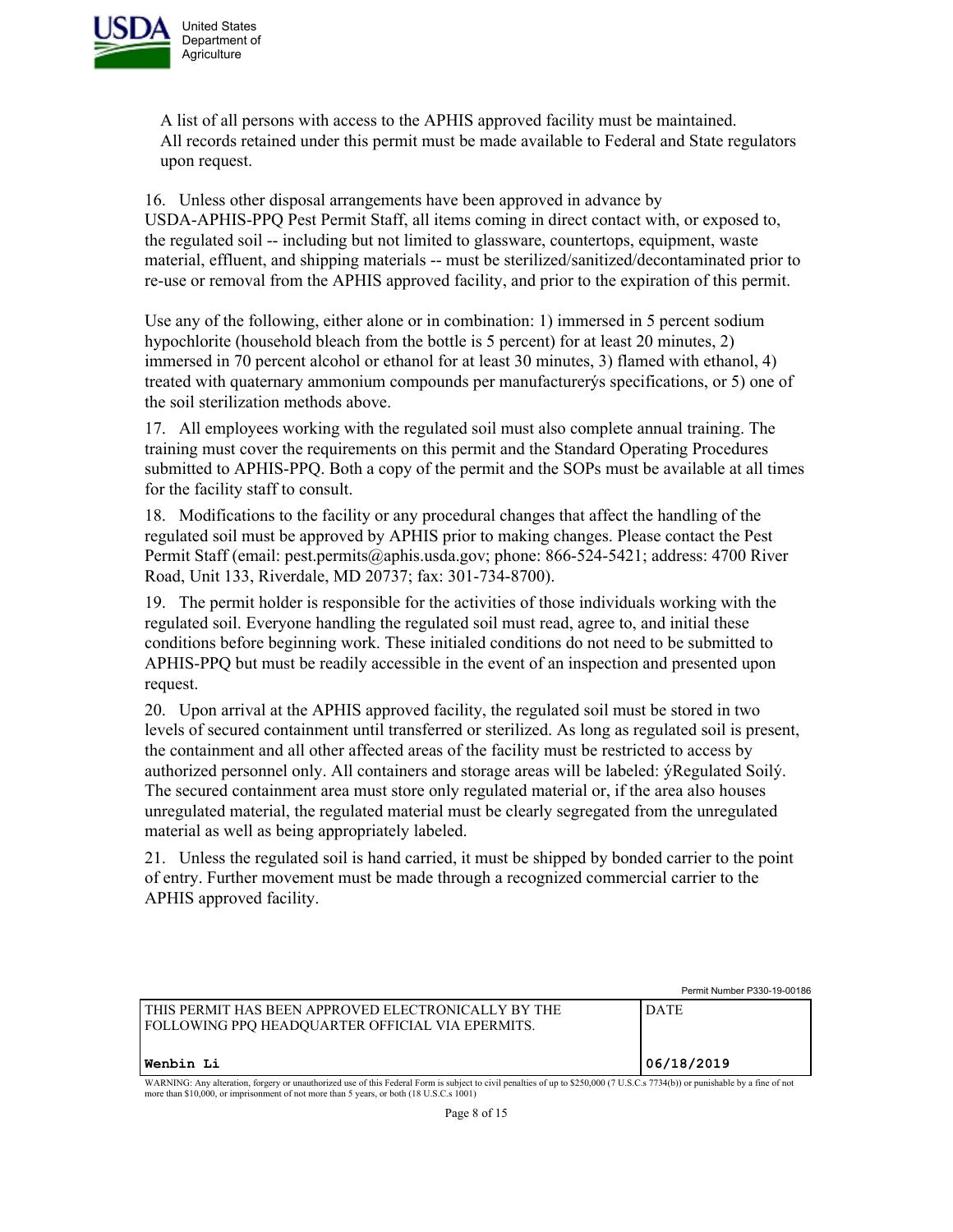A list of all persons with access to the APHIS approved facility must be maintained. All records retained under this permit must be made available to Federal and State regulators upon request.

16. Unless other disposal arrangements have been approved in advance by USDA-APHIS-PPQ Pest Permit Staff, all items coming in direct contact with, or exposed to, the regulated soil -- including but not limited to glassware, countertops, equipment, waste material, effluent, and shipping materials -- must be sterilized/sanitized/decontaminated prior to re-use or removal from the APHIS approved facility, and prior to the expiration of this permit.

Use any of the following, either alone or in combination: 1) immersed in 5 percent sodium hypochlorite (household bleach from the bottle is 5 percent) for at least 20 minutes, 2) immersed in 70 percent alcohol or ethanol for at least 30 minutes, 3) flamed with ethanol, 4) treated with quaternary ammonium compounds per manufacturerýs specifications, or 5) one of the soil sterilization methods above.

17. All employees working with the regulated soil must also complete annual training. The training must cover the requirements on this permit and the Standard Operating Procedures submitted to APHIS-PPQ. Both a copy of the permit and the SOPs must be available at all times for the facility staff to consult.

18. Modifications to the facility or any procedural changes that affect the handling of the regulated soil must be approved by APHIS prior to making changes. Please contact the Pest Permit Staff (email: pest.permits@aphis.usda.gov; phone: 866-524-5421; address: 4700 River Road, Unit 133, Riverdale, MD 20737; fax: 301-734-8700).

19. The permit holder is responsible for the activities of those individuals working with the regulated soil. Everyone handling the regulated soil must read, agree to, and initial these conditions before beginning work. These initialed conditions do not need to be submitted to APHIS-PPQ but must be readily accessible in the event of an inspection and presented upon request.

20. Upon arrival at the APHIS approved facility, the regulated soil must be stored in two levels of secured containment until transferred or sterilized. As long as regulated soil is present, the containment and all other affected areas of the facility must be restricted to access by authorized personnel only. All containers and storage areas will be labeled: ýRegulated Soilý. The secured containment area must store only regulated material or, if the area also houses unregulated material, the regulated material must be clearly segregated from the unregulated material as well as being appropriately labeled.

21. Unless the regulated soil is hand carried, it must be shipped by bonded carrier to the point of entry. Further movement must be made through a recognized commercial carrier to the APHIS approved facility.

Permit Number P330-19-00186

| THIS PERMIT HAS BEEN APPROVED ELECTRONICALLY BY THE FOLLOWING PPQ HEADQUARTER OFFICIAL VIA EPERMITS. | DATE |
|---|---|
| **Wenbin Li** | **06/18/2019** |

WARNING: Any alteration, forgery or unauthorized use of this Federal Form is subject to civil penalties of up to $250,000 (7 U.S.C.s 7734(b)) or punishable by a fine of not more than $10,000, or imprisonment of not more than 5 years, or both (18 U.S.C.s 1001)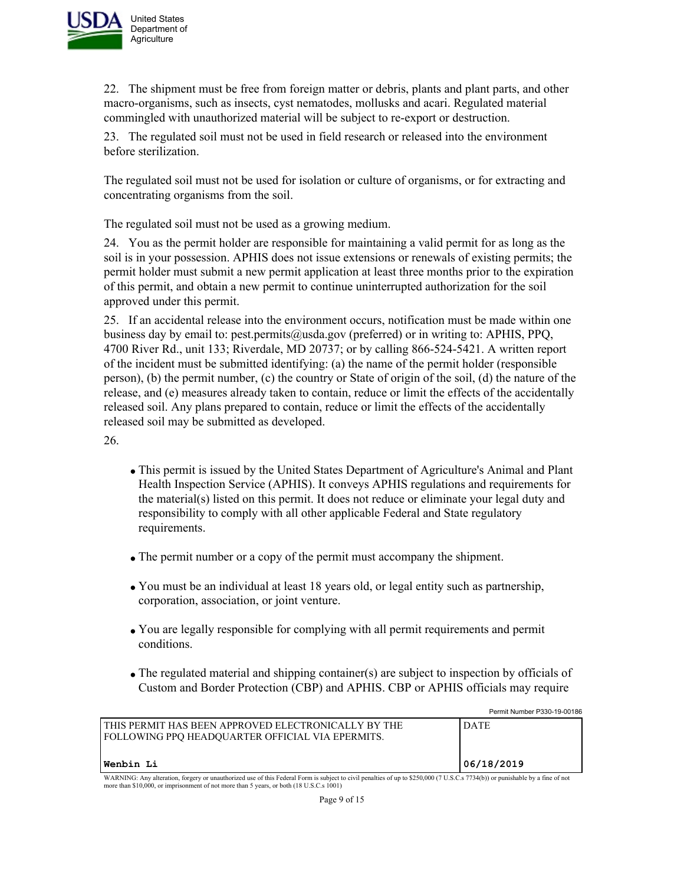22. The shipment must be free from foreign matter or debris, plants and plant parts, and other macro-organisms, such as insects, cyst nematodes, mollusks and acari. Regulated material commingled with unauthorized material will be subject to re-export or destruction.

23. The regulated soil must not be used in field research or released into the environment before sterilization.

The regulated soil must not be used for isolation or culture of organisms, or for extracting and concentrating organisms from the soil.

The regulated soil must not be used as a growing medium.

24. You as the permit holder are responsible for maintaining a valid permit for as long as the soil is in your possession. APHIS does not issue extensions or renewals of existing permits; the permit holder must submit a new permit application at least three months prior to the expiration of this permit, and obtain a new permit to continue uninterrupted authorization for the soil approved under this permit.

25. If an accidental release into the environment occurs, notification must be made within one business day by email to: pest.permits@usda.gov (preferred) or in writing to: APHIS, PPQ, 4700 River Rd., unit 133; Riverdale, MD 20737; or by calling 866-524-5421. A written report of the incident must be submitted identifying: (a) the name of the permit holder (responsible person), (b) the permit number, (c) the country or State of origin of the soil, (d) the nature of the release, and (e) measures already taken to contain, reduce or limit the effects of the accidentally released soil. Any plans prepared to contain, reduce or limit the effects of the accidentally released soil may be submitted as developed.

26.

- This permit is issued by the United States Department of Agriculture's Animal and Plant Health Inspection Service (APHIS). It conveys APHIS regulations and requirements for the material(s) listed on this permit. It does not reduce or eliminate your legal duty and responsibility to comply with all other applicable Federal and State regulatory requirements.
- The permit number or a copy of the permit must accompany the shipment.
- You must be an individual at least 18 years old, or legal entity such as partnership, corporation, association, or joint venture.
- You are legally responsible for complying with all permit requirements and permit conditions.
- The regulated material and shipping container(s) are subject to inspection by officials of Custom and Border Protection (CBP) and APHIS. CBP or APHIS officials may require

Permit Number P330-19-00186

| THIS PERMIT HAS BEEN APPROVED ELECTRONICALLY BY THE FOLLOWING PPQ HEADQUARTER OFFICIAL VIA EPERMITS. | DATE |
|---|---|
| **Wenbin Li** | **06/18/2019** |

WARNING: Any alteration, forgery or unauthorized use of this Federal Form is subject to civil penalties of up to $250,000 (7 U.S.C.s 7734(b)) or punishable by a fine of not more than $10,000, or imprisonment of not more than 5 years, or both (18 U.S.C.s 1001)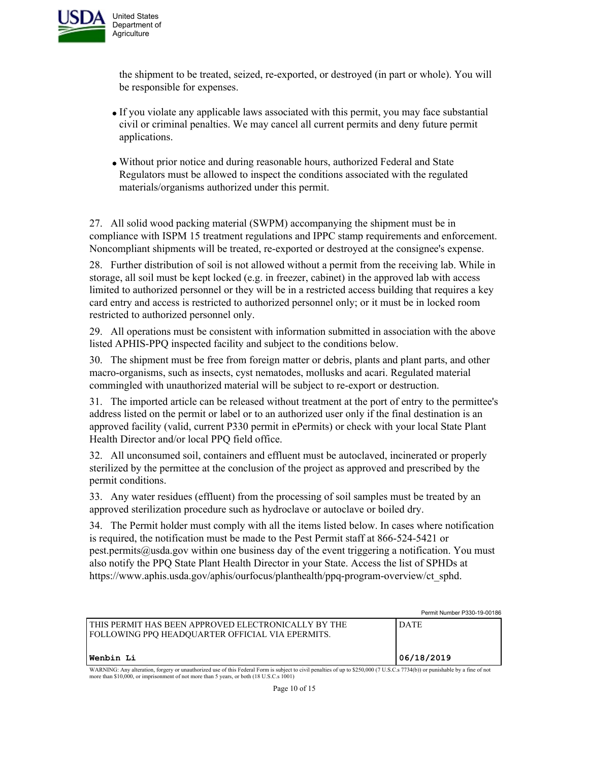the shipment to be treated, seized, re-exported, or destroyed (in part or whole). You will be responsible for expenses.

- If you violate any applicable laws associated with this permit, you may face substantial civil or criminal penalties. We may cancel all current permits and deny future permit applications.
- Without prior notice and during reasonable hours, authorized Federal and State Regulators must be allowed to inspect the conditions associated with the regulated materials/organisms authorized under this permit.

27. All solid wood packing material (SWPM) accompanying the shipment must be in compliance with ISPM 15 treatment regulations and IPPC stamp requirements and enforcement. Noncompliant shipments will be treated, re-exported or destroyed at the consignee's expense.

28. Further distribution of soil is not allowed without a permit from the receiving lab. While in storage, all soil must be kept locked (e.g. in freezer, cabinet) in the approved lab with access limited to authorized personnel or they will be in a restricted access building that requires a key card entry and access is restricted to authorized personnel only; or it must be in locked room restricted to authorized personnel only.

29. All operations must be consistent with information submitted in association with the above listed APHIS-PPQ inspected facility and subject to the conditions below.

30. The shipment must be free from foreign matter or debris, plants and plant parts, and other macro-organisms, such as insects, cyst nematodes, mollusks and acari. Regulated material commingled with unauthorized material will be subject to re-export or destruction.

31. The imported article can be released without treatment at the port of entry to the permittee's address listed on the permit or label or to an authorized user only if the final destination is an approved facility (valid, current P330 permit in ePermits) or check with your local State Plant Health Director and/or local PPQ field office.

32. All unconsumed soil, containers and effluent must be autoclaved, incinerated or properly sterilized by the permittee at the conclusion of the project as approved and prescribed by the permit conditions.

33. Any water residues (effluent) from the processing of soil samples must be treated by an approved sterilization procedure such as hydroclave or autoclave or boiled dry.

34. The Permit holder must comply with all the items listed below. In cases where notification is required, the notification must be made to the Pest Permit staff at 866-524-5421 or pest.permits@usda.gov within one business day of the event triggering a notification. You must also notify the PPQ State Plant Health Director in your State. Access the list of SPHDs at https://www.aphis.usda.gov/aphis/ourfocus/planthealth/ppq-program-overview/ct_sphd.

Permit Number P330-19-00186

| THIS PERMIT HAS BEEN APPROVED ELECTRONICALLY BY THE FOLLOWING PPQ HEADQUARTER OFFICIAL VIA EPERMITS. | DATE |
| --- | --- |
| **Wenbin Li** | **06/18/2019** |

WARNING: Any alteration, forgery or unauthorized use of this Federal Form is subject to civil penalties of up to $250,000 (7 U.S.C.s 7734(b)) or punishable by a fine of not more than $10,000, or imprisonment of not more than 5 years, or both (18 U.S.C.s 1001)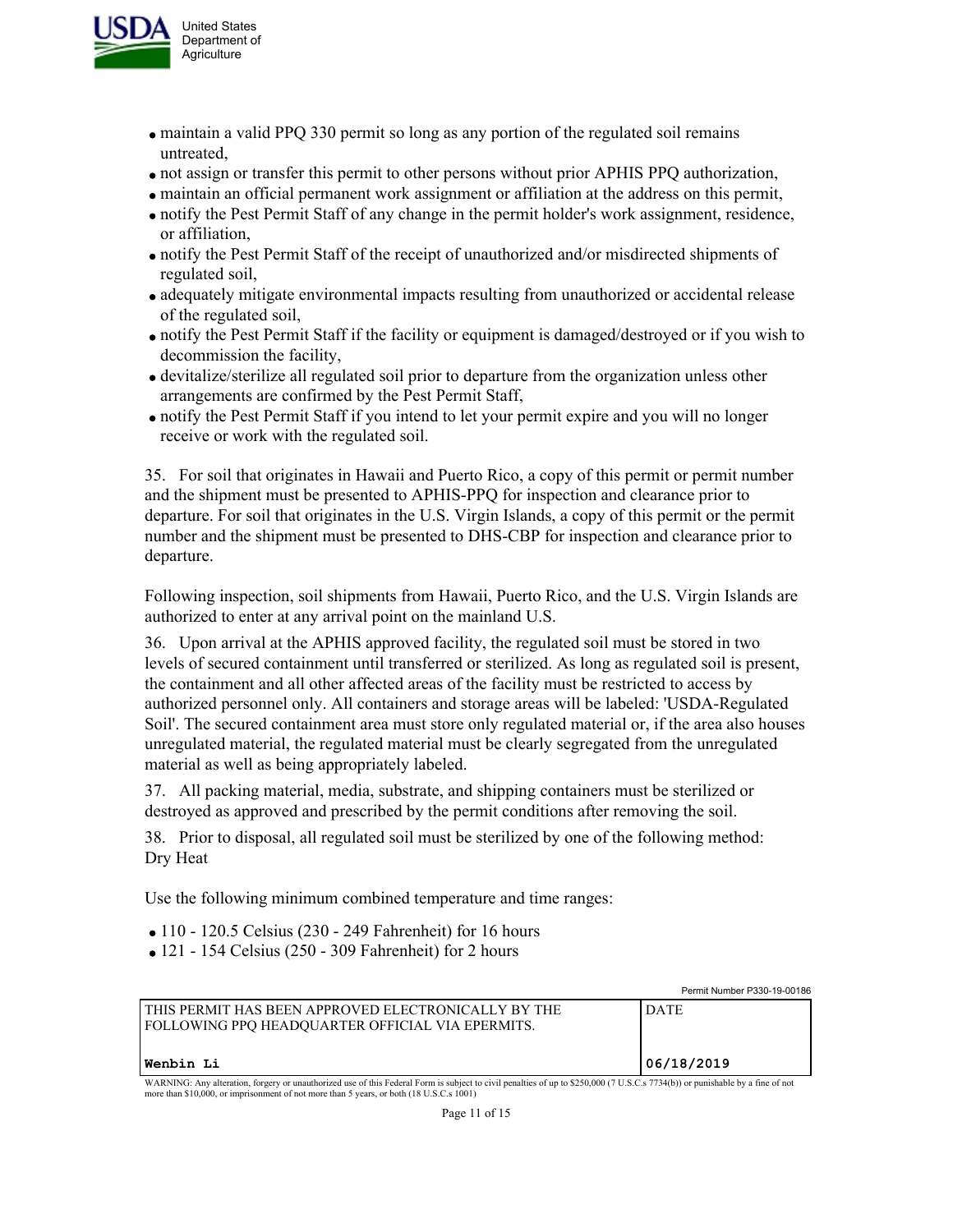- maintain a valid PPQ 330 permit so long as any portion of the regulated soil remains untreated,
- not assign or transfer this permit to other persons without prior APHIS PPQ authorization,
- maintain an official permanent work assignment or affiliation at the address on this permit,
- notify the Pest Permit Staff of any change in the permit holder's work assignment, residence, or affiliation,
- notify the Pest Permit Staff of the receipt of unauthorized and/or misdirected shipments of regulated soil,
- adequately mitigate environmental impacts resulting from unauthorized or accidental release of the regulated soil,
- notify the Pest Permit Staff if the facility or equipment is damaged/destroyed or if you wish to decommission the facility,
- devitalize/sterilize all regulated soil prior to departure from the organization unless other arrangements are confirmed by the Pest Permit Staff,
- notify the Pest Permit Staff if you intend to let your permit expire and you will no longer receive or work with the regulated soil.

35. For soil that originates in Hawaii and Puerto Rico, a copy of this permit or permit number and the shipment must be presented to APHIS-PPQ for inspection and clearance prior to departure. For soil that originates in the U.S. Virgin Islands, a copy of this permit or the permit number and the shipment must be presented to DHS-CBP for inspection and clearance prior to departure.

Following inspection, soil shipments from Hawaii, Puerto Rico, and the U.S. Virgin Islands are authorized to enter at any arrival point on the mainland U.S.

36. Upon arrival at the APHIS approved facility, the regulated soil must be stored in two levels of secured containment until transferred or sterilized. As long as regulated soil is present, the containment and all other affected areas of the facility must be restricted to access by authorized personnel only. All containers and storage areas will be labeled: 'USDA-Regulated Soil'. The secured containment area must store only regulated material or, if the area also houses unregulated material, the regulated material must be clearly segregated from the unregulated material as well as being appropriately labeled.

37. All packing material, media, substrate, and shipping containers must be sterilized or destroyed as approved and prescribed by the permit conditions after removing the soil.

38. Prior to disposal, all regulated soil must be sterilized by one of the following method:
Dry Heat

Use the following minimum combined temperature and time ranges:

- 110 - 120.5 Celsius (230 - 249 Fahrenheit) for 16 hours
- 121 - 154 Celsius (250 - 309 Fahrenheit) for 2 hours

Permit Number P330-19-00186

| THIS PERMIT HAS BEEN APPROVED ELECTRONICALLY BY THE FOLLOWING PPQ HEADQUARTER OFFICIAL VIA EPERMITS. | DATE |
|---|---|
| Wenbin Li | 06/18/2019 |

WARNING: Any alteration, forgery or unauthorized use of this Federal Form is subject to civil penalties of up to $250,000 (7 U.S.C.s 7734(b)) or punishable by a fine of not more than $10,000, or imprisonment of not more than 5 years, or both (18 U.S.C.s 1001)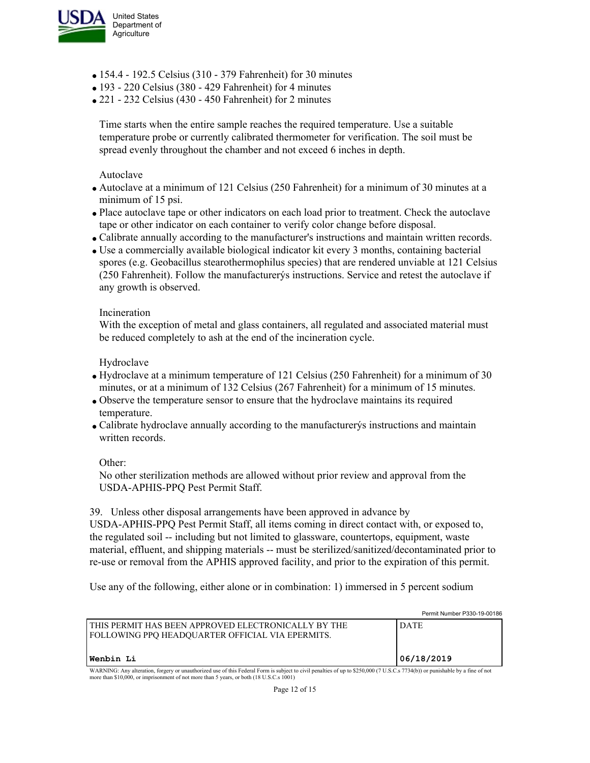- 154.4 - 192.5 Celsius (310 - 379 Fahrenheit) for 30 minutes
- 193 - 220 Celsius (380 - 429 Fahrenheit) for 4 minutes
- 221 - 232 Celsius (430 - 450 Fahrenheit) for 2 minutes

Time starts when the entire sample reaches the required temperature. Use a suitable temperature probe or currently calibrated thermometer for verification. The soil must be spread evenly throughout the chamber and not exceed 6 inches in depth.

Autoclave

- Autoclave at a minimum of 121 Celsius (250 Fahrenheit) for a minimum of 30 minutes at a minimum of 15 psi.
- Place autoclave tape or other indicators on each load prior to treatment. Check the autoclave tape or other indicator on each container to verify color change before disposal.
- Calibrate annually according to the manufacturer's instructions and maintain written records.
- Use a commercially available biological indicator kit every 3 months, containing bacterial spores (e.g. Geobacillus stearothermophilus species) that are rendered unviable at 121 Celsius (250 Fahrenheit). Follow the manufacturerýs instructions. Service and retest the autoclave if any growth is observed.

Incineration

With the exception of metal and glass containers, all regulated and associated material must be reduced completely to ash at the end of the incineration cycle.

Hydroclave

- Hydroclave at a minimum temperature of 121 Celsius (250 Fahrenheit) for a minimum of 30 minutes, or at a minimum of 132 Celsius (267 Fahrenheit) for a minimum of 15 minutes.
- Observe the temperature sensor to ensure that the hydroclave maintains its required temperature.
- Calibrate hydroclave annually according to the manufacturerýs instructions and maintain written records.

Other:

No other sterilization methods are allowed without prior review and approval from the USDA-APHIS-PPQ Pest Permit Staff.

39. Unless other disposal arrangements have been approved in advance by USDA-APHIS-PPQ Pest Permit Staff, all items coming in direct contact with, or exposed to, the regulated soil -- including but not limited to glassware, countertops, equipment, waste material, effluent, and shipping materials -- must be sterilized/sanitized/decontaminated prior to re-use or removal from the APHIS approved facility, and prior to the expiration of this permit.

Use any of the following, either alone or in combination: 1) immersed in 5 percent sodium

Permit Number P330-19-00186

| THIS PERMIT HAS BEEN APPROVED ELECTRONICALLY BY THE FOLLOWING PPQ HEADQUARTER OFFICIAL VIA EPERMITS. | DATE |
| --- | --- |
| **Wenbin Li** | **06/18/2019** |

WARNING: Any alteration, forgery or unauthorized use of this Federal Form is subject to civil penalties of up to $250,000 (7 U.S.C.s 7734(b)) or punishable by a fine of not more than $10,000, or imprisonment of not more than 5 years, or both (18 U.S.C.s 1001)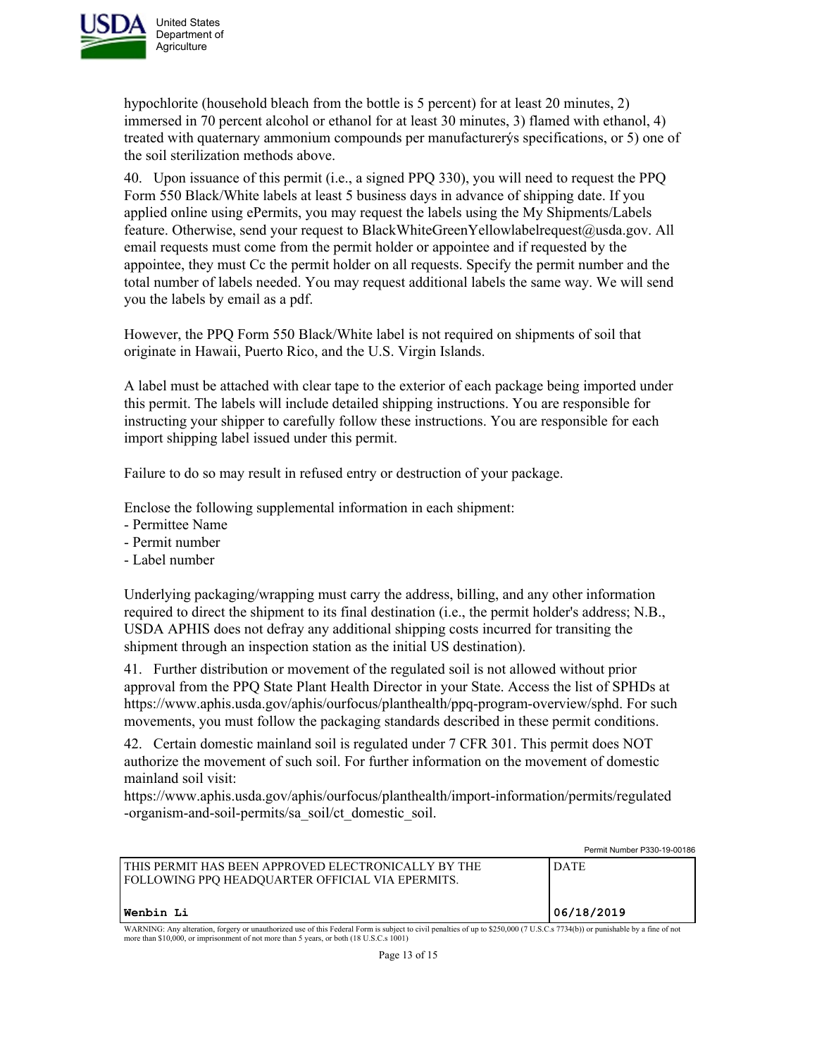hypochlorite (household bleach from the bottle is 5 percent) for at least 20 minutes, 2) immersed in 70 percent alcohol or ethanol for at least 30 minutes, 3) flamed with ethanol, 4) treated with quaternary ammonium compounds per manufacturerу́s specifications, or 5) one of the soil sterilization methods above.

40. Upon issuance of this permit (i.e., a signed PPQ 330), you will need to request the PPQ Form 550 Black/White labels at least 5 business days in advance of shipping date. If you applied online using ePermits, you may request the labels using the My Shipments/Labels feature. Otherwise, send your request to BlackWhiteGreenYellowlabelrequest@usda.gov. All email requests must come from the permit holder or appointee and if requested by the appointee, they must Cc the permit holder on all requests. Specify the permit number and the total number of labels needed. You may request additional labels the same way. We will send you the labels by email as a pdf.

However, the PPQ Form 550 Black/White label is not required on shipments of soil that originate in Hawaii, Puerto Rico, and the U.S. Virgin Islands.

A label must be attached with clear tape to the exterior of each package being imported under this permit. The labels will include detailed shipping instructions. You are responsible for instructing your shipper to carefully follow these instructions. You are responsible for each import shipping label issued under this permit.

Failure to do so may result in refused entry or destruction of your package.

Enclose the following supplemental information in each shipment:
- Permittee Name
- Permit number
- Label number

Underlying packaging/wrapping must carry the address, billing, and any other information required to direct the shipment to its final destination (i.e., the permit holder's address; N.B., USDA APHIS does not defray any additional shipping costs incurred for transiting the shipment through an inspection station as the initial US destination).

41. Further distribution or movement of the regulated soil is not allowed without prior approval from the PPQ State Plant Health Director in your State. Access the list of SPHDs at https://www.aphis.usda.gov/aphis/ourfocus/planthealth/ppq-program-overview/sphd. For such movements, you must follow the packaging standards described in these permit conditions.

42. Certain domestic mainland soil is regulated under 7 CFR 301. This permit does NOT authorize the movement of such soil. For further information on the movement of domestic mainland soil visit:
https://www.aphis.usda.gov/aphis/ourfocus/planthealth/import-information/permits/regulated-organism-and-soil-permits/sa_soil/ct_domestic_soil.

Permit Number P330-19-00186

| THIS PERMIT HAS BEEN APPROVED ELECTRONICALLY BY THE FOLLOWING PPQ HEADQUARTER OFFICIAL VIA EPERMITS. | DATE |
|---|---|
| **Wenbin Li** | **06/18/2019** |

WARNING: Any alteration, forgery or unauthorized use of this Federal Form is subject to civil penalties of up to $250,000 (7 U.S.C.s 7734(b)) or punishable by a fine of not more than $10,000, or imprisonment of not more than 5 years, or both (18 U.S.C.s 1001)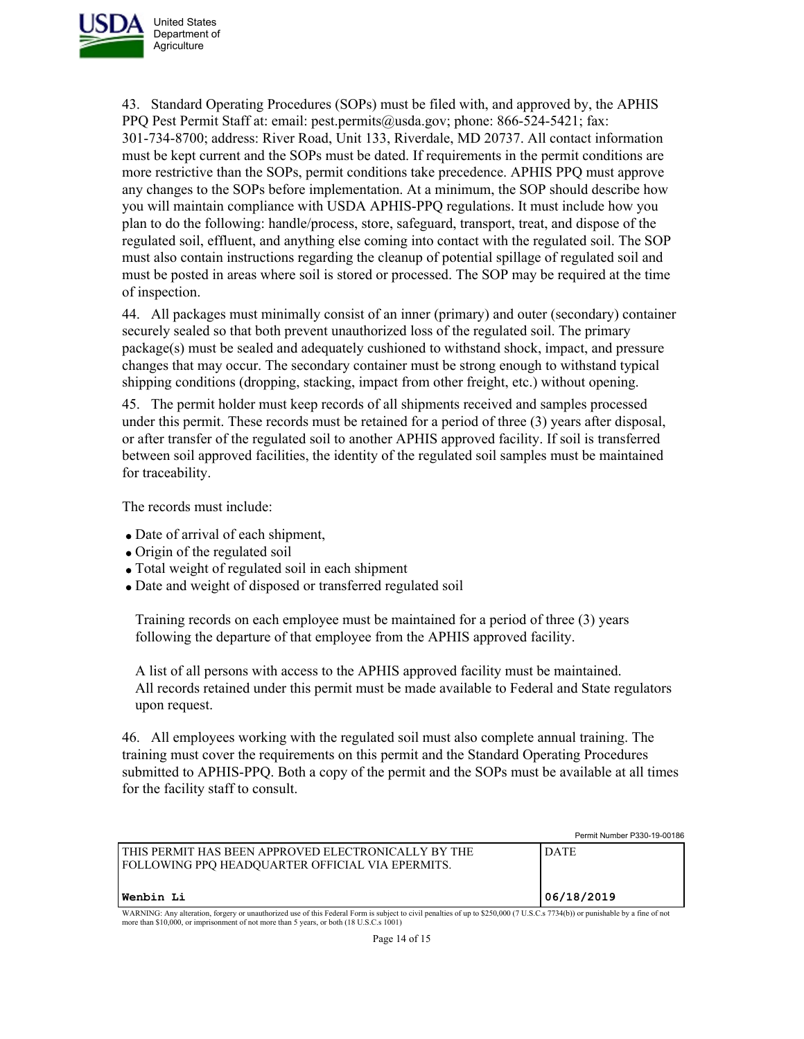43. Standard Operating Procedures (SOPs) must be filed with, and approved by, the APHIS PPQ Pest Permit Staff at: email: pest.permits@usda.gov; phone: 866-524-5421; fax: 301-734-8700; address: River Road, Unit 133, Riverdale, MD 20737. All contact information must be kept current and the SOPs must be dated. If requirements in the permit conditions are more restrictive than the SOPs, permit conditions take precedence. APHIS PPQ must approve any changes to the SOPs before implementation. At a minimum, the SOP should describe how you will maintain compliance with USDA APHIS-PPQ regulations. It must include how you plan to do the following: handle/process, store, safeguard, transport, treat, and dispose of the regulated soil, effluent, and anything else coming into contact with the regulated soil. The SOP must also contain instructions regarding the cleanup of potential spillage of regulated soil and must be posted in areas where soil is stored or processed. The SOP may be required at the time of inspection.

44. All packages must minimally consist of an inner (primary) and outer (secondary) container securely sealed so that both prevent unauthorized loss of the regulated soil. The primary package(s) must be sealed and adequately cushioned to withstand shock, impact, and pressure changes that may occur. The secondary container must be strong enough to withstand typical shipping conditions (dropping, stacking, impact from other freight, etc.) without opening.

45. The permit holder must keep records of all shipments received and samples processed under this permit. These records must be retained for a period of three (3) years after disposal, or after transfer of the regulated soil to another APHIS approved facility. If soil is transferred between soil approved facilities, the identity of the regulated soil samples must be maintained for traceability.

The records must include:

- Date of arrival of each shipment,
- Origin of the regulated soil
- Total weight of regulated soil in each shipment
- Date and weight of disposed or transferred regulated soil

Training records on each employee must be maintained for a period of three (3) years following the departure of that employee from the APHIS approved facility.

A list of all persons with access to the APHIS approved facility must be maintained. All records retained under this permit must be made available to Federal and State regulators upon request.

46. All employees working with the regulated soil must also complete annual training. The training must cover the requirements on this permit and the Standard Operating Procedures submitted to APHIS-PPQ. Both a copy of the permit and the SOPs must be available at all times for the facility staff to consult.

Permit Number P330-19-00186

| THIS PERMIT HAS BEEN APPROVED ELECTRONICALLY BY THE FOLLOWING PPQ HEADQUARTER OFFICIAL VIA EPERMITS. | DATE |
|---|---|
| **Wenbin Li** | **06/18/2019** |

WARNING: Any alteration, forgery or unauthorized use of this Federal Form is subject to civil penalties of up to $250,000 (7 U.S.C.s 7734(b)) or punishable by a fine of not more than $10,000, or imprisonment of not more than 5 years, or both (18 U.S.C.s 1001)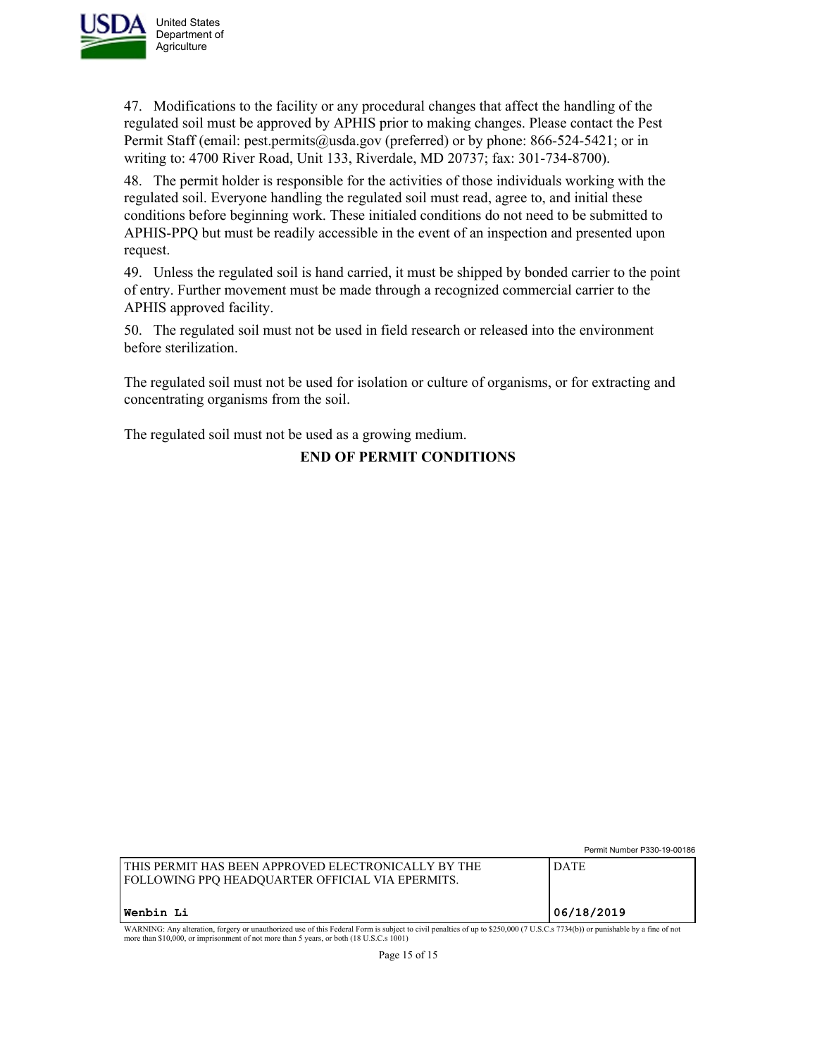47. Modifications to the facility or any procedural changes that affect the handling of the regulated soil must be approved by APHIS prior to making changes. Please contact the Pest Permit Staff (email: pest.permits@usda.gov (preferred) or by phone: 866-524-5421; or in writing to: 4700 River Road, Unit 133, Riverdale, MD 20737; fax: 301-734-8700).

48. The permit holder is responsible for the activities of those individuals working with the regulated soil. Everyone handling the regulated soil must read, agree to, and initial these conditions before beginning work. These initialed conditions do not need to be submitted to APHIS-PPQ but must be readily accessible in the event of an inspection and presented upon request.

49. Unless the regulated soil is hand carried, it must be shipped by bonded carrier to the point of entry. Further movement must be made through a recognized commercial carrier to the APHIS approved facility.

50. The regulated soil must not be used in field research or released into the environment before sterilization.

The regulated soil must not be used for isolation or culture of organisms, or for extracting and concentrating organisms from the soil.

The regulated soil must not be used as a growing medium.

**END OF PERMIT CONDITIONS**

Permit Number P330-19-00186

| THIS PERMIT HAS BEEN APPROVED ELECTRONICALLY BY THE FOLLOWING PPQ HEADQUARTER OFFICIAL VIA EPERMITS. | DATE |
|---|---|
| **Wenbin Li** | **06/18/2019** |

WARNING: Any alteration, forgery or unauthorized use of this Federal Form is subject to civil penalties of up to $250,000 (7 U.S.C.s 7734(b)) or punishable by a fine of not more than $10,000, or imprisonment of not more than 5 years, or both (18 U.S.C.s 1001)